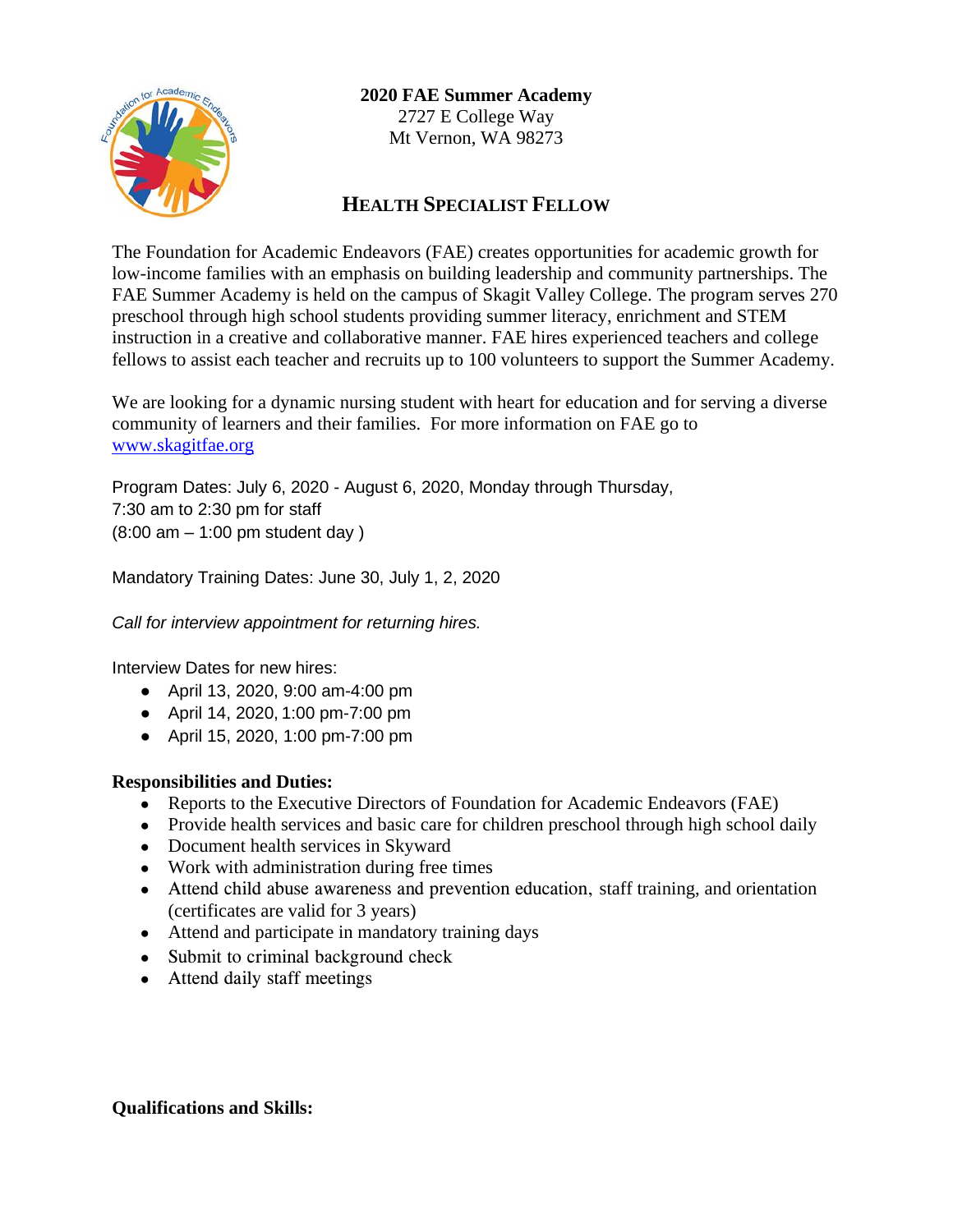**2020 FAE Summer Academy**
2727 E College Way
Mt Vernon, WA 98273

## Health Specialist Fellow

The Foundation for Academic Endeavors (FAE) creates opportunities for academic growth for low-income families with an emphasis on building leadership and community partnerships. The FAE Summer Academy is held on the campus of Skagit Valley College. The program serves 270 preschool through high school students providing summer literacy, enrichment and STEM instruction in a creative and collaborative manner. FAE hires experienced teachers and college fellows to assist each teacher and recruits up to 100 volunteers to support the Summer Academy.

We are looking for a dynamic nursing student with heart for education and for serving a diverse community of learners and their families. For more information on FAE go to www.skagitfae.org

Program Dates: July 6, 2020 - August 6, 2020, Monday through Thursday,
7:30 am to 2:30 pm for staff
(8:00 am – 1:00 pm student day )

Mandatory Training Dates: June 30, July 1, 2, 2020

*Call for interview appointment for returning hires.*

Interview Dates for new hires:

- April 13, 2020, 9:00 am-4:00 pm
- April 14, 2020, 1:00 pm-7:00 pm
- April 15, 2020, 1:00 pm-7:00 pm

**Responsibilities and Duties:**

- Reports to the Executive Directors of Foundation for Academic Endeavors (FAE)
- Provide health services and basic care for children preschool through high school daily
- Document health services in Skyward
- Work with administration during free times
- Attend child abuse awareness and prevention education, staff training, and orientation (certificates are valid for 3 years)
- Attend and participate in mandatory training days
- Submit to criminal background check
- Attend daily staff meetings

**Qualifications and Skills:**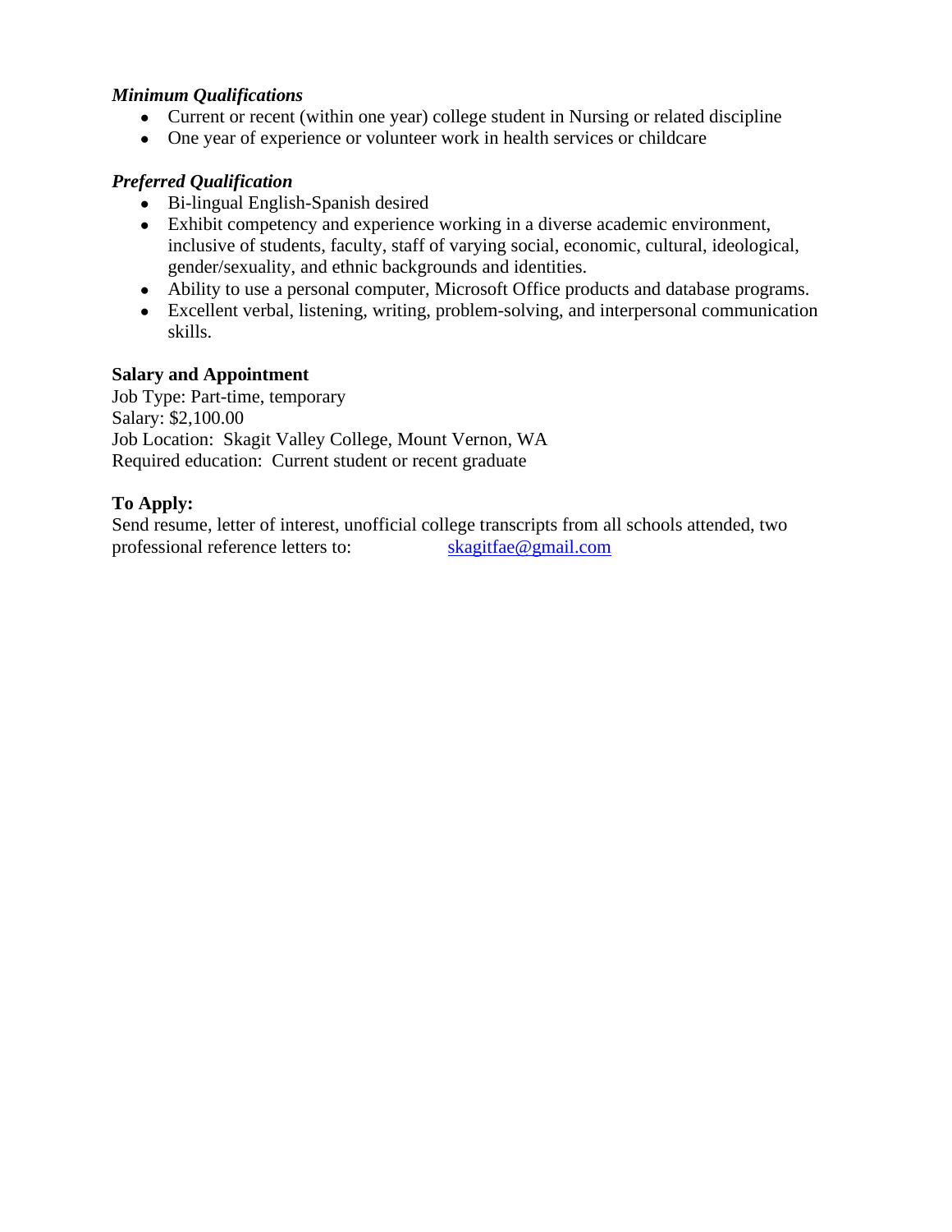***Minimum Qualifications***

- Current or recent (within one year) college student in Nursing or related discipline
- One year of experience or volunteer work in health services or childcare

***Preferred Qualification***

- Bi-lingual English-Spanish desired
- Exhibit competency and experience working in a diverse academic environment, inclusive of students, faculty, staff of varying social, economic, cultural, ideological, gender/sexuality, and ethnic backgrounds and identities.
- Ability to use a personal computer, Microsoft Office products and database programs.
- Excellent verbal, listening, writing, problem-solving, and interpersonal communication skills.

**Salary and Appointment**

Job Type: Part-time, temporary
Salary: $2,100.00
Job Location: Skagit Valley College, Mount Vernon, WA
Required education: Current student or recent graduate

**To Apply:**

Send resume, letter of interest, unofficial college transcripts from all schools attended, two professional reference letters to: skagitfae@gmail.com